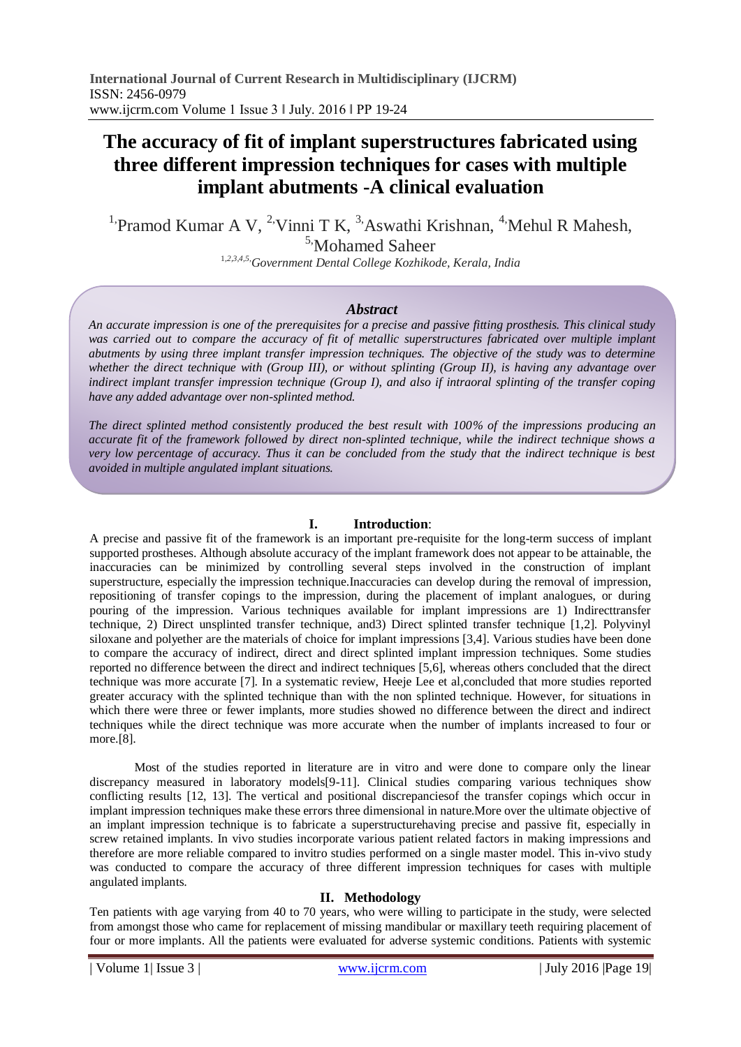# The accuracy of fit of implant superstructures fabricated using three different impression techniques for cases with multiple implant abutments -A clinical evaluation

[1,]Pramod Kumar A V, [2,]Vinni T K, [3,]Aswathi Krishnan, [4,]Mehul R Mahesh, [5,]Mohamed Saheer

[1,2,3,4,5,]*Government Dental College Kozhikode, Kerala, India*

## *Abstract*

*An accurate impression is one of the prerequisites for a precise and passive fitting prosthesis. This clinical study was carried out to compare the accuracy of fit of metallic superstructures fabricated over multiple implant abutments by using three implant transfer impression techniques. The objective of the study was to determine whether the direct technique with (Group III), or without splinting (Group II), is having any advantage over indirect implant transfer impression technique (Group I), and also if intraoral splinting of the transfer coping have any added advantage over non-splinted method.*

*The direct splinted method consistently produced the best result with 100% of the impressions producing an accurate fit of the framework followed by direct non-splinted technique, while the indirect technique shows a very low percentage of accuracy. Thus it can be concluded from the study that the indirect technique is best avoided in multiple angulated implant situations.*

## I. Introduction:

A precise and passive fit of the framework is an important pre-requisite for the long-term success of implant supported prostheses. Although absolute accuracy of the implant framework does not appear to be attainable, the inaccuracies can be minimized by controlling several steps involved in the construction of implant superstructure, especially the impression technique.Inaccuracies can develop during the removal of impression, repositioning of transfer copings to the impression, during the placement of implant analogues, or during pouring of the impression. Various techniques available for implant impressions are 1) Indirecttransfer technique, 2) Direct unsplinted transfer technique, and3) Direct splinted transfer technique [1,2]. Polyvinyl siloxane and polyether are the materials of choice for implant impressions [3,4]. Various studies have been done to compare the accuracy of indirect, direct and direct splinted implant impression techniques. Some studies reported no difference between the direct and indirect techniques [5,6], whereas others concluded that the direct technique was more accurate [7]. In a systematic review, Heeje Lee et al,concluded that more studies reported greater accuracy with the splinted technique than with the non splinted technique. However, for situations in which there were three or fewer implants, more studies showed no difference between the direct and indirect techniques while the direct technique was more accurate when the number of implants increased to four or more.[8].

Most of the studies reported in literature are in vitro and were done to compare only the linear discrepancy measured in laboratory models[9-11]. Clinical studies comparing various techniques show conflicting results [12, 13]. The vertical and positional discrepanciesof the transfer copings which occur in implant impression techniques make these errors three dimensional in nature.More over the ultimate objective of an implant impression technique is to fabricate a superstructurehaving precise and passive fit, especially in screw retained implants. In vivo studies incorporate various patient related factors in making impressions and therefore are more reliable compared to invitro studies performed on a single master model. This in-vivo study was conducted to compare the accuracy of three different impression techniques for cases with multiple angulated implants.

## II. Methodology

Ten patients with age varying from 40 to 70 years, who were willing to participate in the study, were selected from amongst those who came for replacement of missing mandibular or maxillary teeth requiring placement of four or more implants. All the patients were evaluated for adverse systemic conditions. Patients with systemic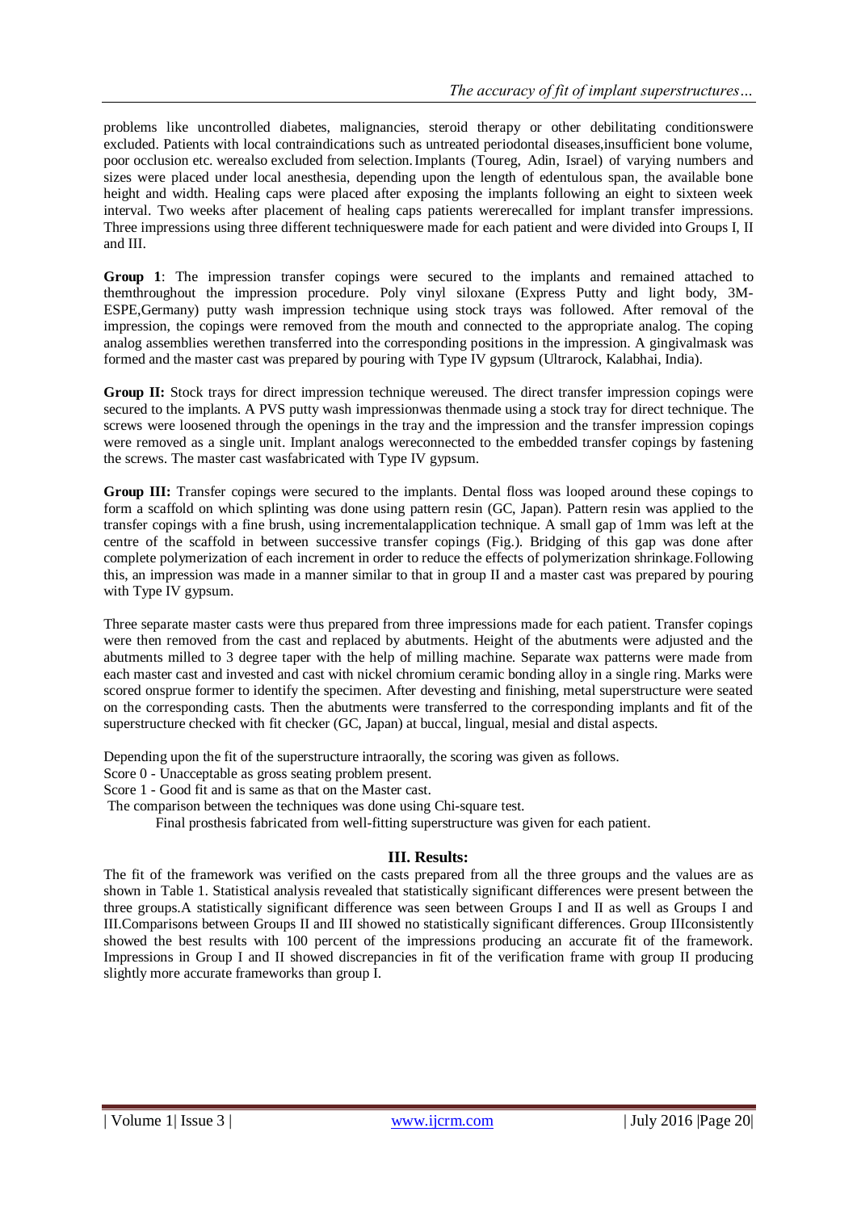problems like uncontrolled diabetes, malignancies, steroid therapy or other debilitating conditionswere excluded. Patients with local contraindications such as untreated periodontal diseases,insufficient bone volume, poor occlusion etc. werealso excluded from selection. Implants (Toureg, Adin, Israel) of varying numbers and sizes were placed under local anesthesia, depending upon the length of edentulous span, the available bone height and width. Healing caps were placed after exposing the implants following an eight to sixteen week interval. Two weeks after placement of healing caps patients wererecalled for implant transfer impressions. Three impressions using three different techniqueswere made for each patient and were divided into Groups I, II and III.

**Group 1**: The impression transfer copings were secured to the implants and remained attached to themthroughout the impression procedure. Poly vinyl siloxane (Express Putty and light body, 3M-ESPE,Germany) putty wash impression technique using stock trays was followed. After removal of the impression, the copings were removed from the mouth and connected to the appropriate analog. The coping analog assemblies werethen transferred into the corresponding positions in the impression. A gingivalmask was formed and the master cast was prepared by pouring with Type IV gypsum (Ultrarock, Kalabhai, India).

**Group II:** Stock trays for direct impression technique wereused. The direct transfer impression copings were secured to the implants. A PVS putty wash impressionwas thenmade using a stock tray for direct technique. The screws were loosened through the openings in the tray and the impression and the transfer impression copings were removed as a single unit. Implant analogs wereconnected to the embedded transfer copings by fastening the screws. The master cast wasfabricated with Type IV gypsum.

**Group III:** Transfer copings were secured to the implants. Dental floss was looped around these copings to form a scaffold on which splinting was done using pattern resin (GC, Japan). Pattern resin was applied to the transfer copings with a fine brush, using incrementalapplication technique. A small gap of 1mm was left at the centre of the scaffold in between successive transfer copings (Fig.). Bridging of this gap was done after complete polymerization of each increment in order to reduce the effects of polymerization shrinkage.Following this, an impression was made in a manner similar to that in group II and a master cast was prepared by pouring with Type IV gypsum.

Three separate master casts were thus prepared from three impressions made for each patient. Transfer copings were then removed from the cast and replaced by abutments. Height of the abutments were adjusted and the abutments milled to 3 degree taper with the help of milling machine. Separate wax patterns were made from each master cast and invested and cast with nickel chromium ceramic bonding alloy in a single ring. Marks were scored onsprue former to identify the specimen. After devesting and finishing, metal superstructure were seated on the corresponding casts. Then the abutments were transferred to the corresponding implants and fit of the superstructure checked with fit checker (GC, Japan) at buccal, lingual, mesial and distal aspects.

Depending upon the fit of the superstructure intraorally, the scoring was given as follows.

Score 0 - Unacceptable as gross seating problem present.

Score 1 - Good fit and is same as that on the Master cast.

The comparison between the techniques was done using Chi-square test.

Final prosthesis fabricated from well-fitting superstructure was given for each patient.

## III. Results:

The fit of the framework was verified on the casts prepared from all the three groups and the values are as shown in Table 1. Statistical analysis revealed that statistically significant differences were present between the three groups.A statistically significant difference was seen between Groups I and II as well as Groups I and III.Comparisons between Groups II and III showed no statistically significant differences. Group IIIconsistently showed the best results with 100 percent of the impressions producing an accurate fit of the framework. Impressions in Group I and II showed discrepancies in fit of the verification frame with group II producing slightly more accurate frameworks than group I.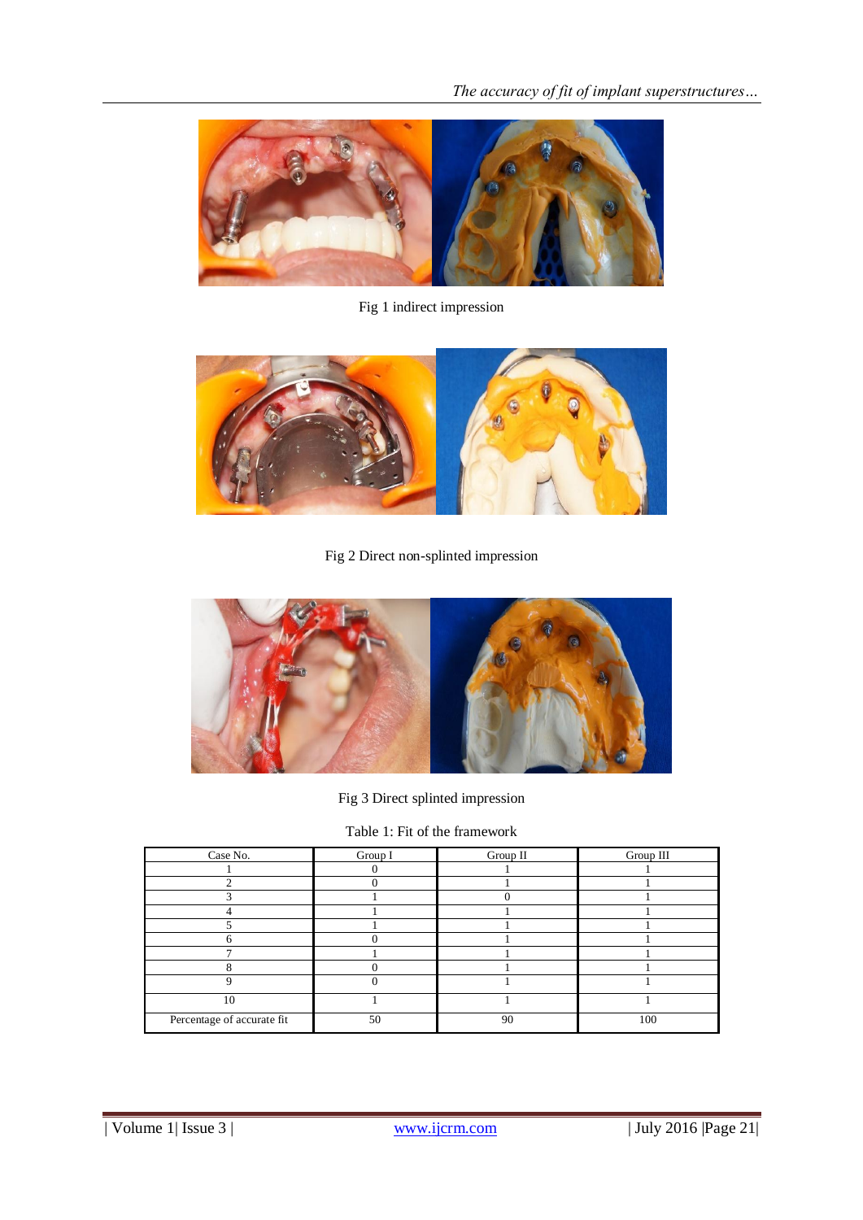Fig 1 indirect impression

Fig 2 Direct non-splinted impression

Fig 3 Direct splinted impression

Table 1: Fit of the framework

| Case No. | Group I | Group II | Group III |
|---|---|---|---|
| 1 | 0 | 1 | 1 |
| 2 | 0 | 1 | 1 |
| 3 | 1 | 0 | 1 |
| 4 | 1 | 1 | 1 |
| 5 | 1 | 1 | 1 |
| 6 | 0 | 1 | 1 |
| 7 | 1 | 1 | 1 |
| 8 | 0 | 1 | 1 |
| 9 | 0 | 1 | 1 |
| 10 | 1 | 1 | 1 |
| Percentage of accurate fit | 50 | 90 | 100 |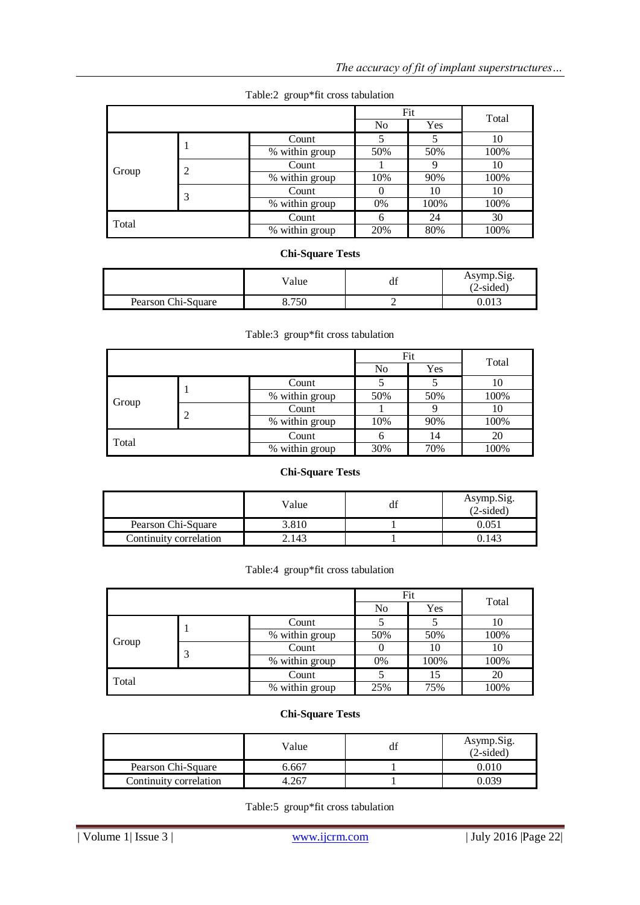Table:2 group*fit cross tabulation

| | | | Fit | | Total |
|---|---|---|---|---|---|
| | | | No | Yes | |
| Group | 1 | Count | 5 | 5 | 10 |
| | | % within group | 50% | 50% | 100% |
| | 2 | Count | 1 | 9 | 10 |
| | | % within group | 10% | 90% | 100% |
| | 3 | Count | 0 | 10 | 10 |
| | | % within group | 0% | 100% | 100% |
| Total | | Count | 6 | 24 | 30 |
| | | % within group | 20% | 80% | 100% |

**Chi-Square Tests**

| | Value | df | Asymp.Sig. (2-sided) |
|---|---|---|---|
| Pearson Chi-Square | 8.750 | 2 | 0.013 |

Table:3 group*fit cross tabulation

| | | | Fit | | Total |
|---|---|---|---|---|---|
| | | | No | Yes | |
| Group | 1 | Count | 5 | 5 | 10 |
| | | % within group | 50% | 50% | 100% |
| | 2 | Count | 1 | 9 | 10 |
| | | % within group | 10% | 90% | 100% |
| Total | | Count | 6 | 14 | 20 |
| | | % within group | 30% | 70% | 100% |

**Chi-Square Tests**

| | Value | df | Asymp.Sig. (2-sided) |
|---|---|---|---|
| Pearson Chi-Square | 3.810 | 1 | 0.051 |
| Continuity correlation | 2.143 | 1 | 0.143 |

Table:4 group*fit cross tabulation

| | | | Fit | | Total |
|---|---|---|---|---|---|
| | | | No | Yes | |
| Group | 1 | Count | 5 | 5 | 10 |
| | | % within group | 50% | 50% | 100% |
| | 3 | Count | 0 | 10 | 10 |
| | | % within group | 0% | 100% | 100% |
| Total | | Count | 5 | 15 | 20 |
| | | % within group | 25% | 75% | 100% |

**Chi-Square Tests**

| | Value | df | Asymp.Sig. (2-sided) |
|---|---|---|---|
| Pearson Chi-Square | 6.667 | 1 | 0.010 |
| Continuity correlation | 4.267 | 1 | 0.039 |

Table:5 group*fit cross tabulation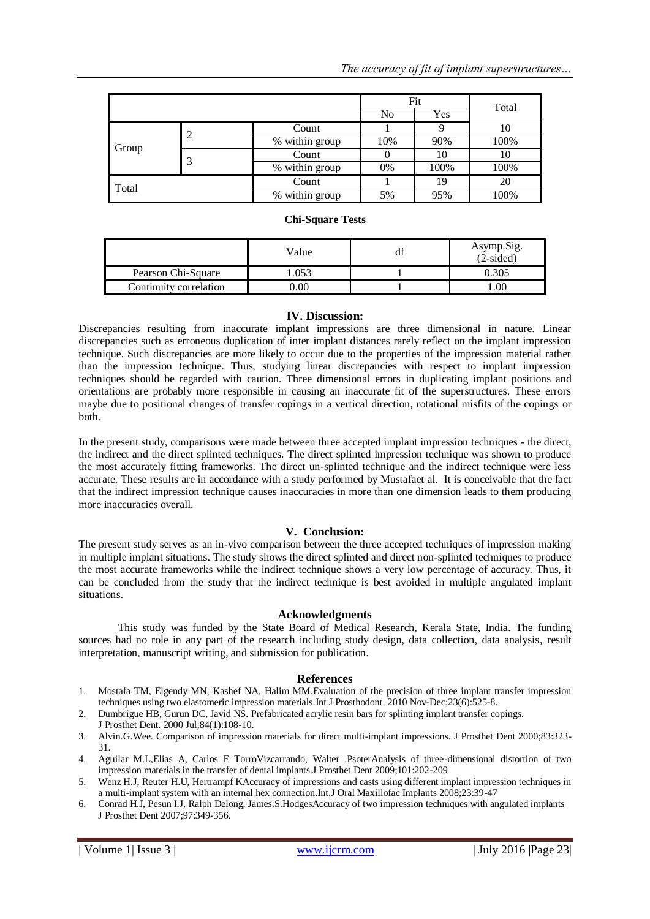| | | | Fit | | Total |
|---|---|---|---|---|---|
| | | | No | Yes | |
| Group | 2 | Count | 1 | 9 | 10 |
| | | % within group | 10% | 90% | 100% |
| | 3 | Count | 0 | 10 | 10 |
| | | % within group | 0% | 100% | 100% |
| Total | | Count | 1 | 19 | 20 |
| | | % within group | 5% | 95% | 100% |

**Chi-Square Tests**

| | Value | df | Asymp.Sig. (2-sided) |
|---|---|---|---|
| Pearson Chi-Square | 1.053 | 1 | 0.305 |
| Continuity correlation | 0.00 | 1 | 1.00 |

## IV. Discussion:

Discrepancies resulting from inaccurate implant impressions are three dimensional in nature. Linear discrepancies such as erroneous duplication of inter implant distances rarely reflect on the implant impression technique. Such discrepancies are more likely to occur due to the properties of the impression material rather than the impression technique. Thus, studying linear discrepancies with respect to implant impression techniques should be regarded with caution. Three dimensional errors in duplicating implant positions and orientations are probably more responsible in causing an inaccurate fit of the superstructures. These errors maybe due to positional changes of transfer copings in a vertical direction, rotational misfits of the copings or both.

In the present study, comparisons were made between three accepted implant impression techniques - the direct, the indirect and the direct splinted techniques. The direct splinted impression technique was shown to produce the most accurately fitting frameworks. The direct un-splinted technique and the indirect technique were less accurate. These results are in accordance with a study performed by Mustafaet al. It is conceivable that the fact that the indirect impression technique causes inaccuracies in more than one dimension leads to them producing more inaccuracies overall.

## V. Conclusion:

The present study serves as an in-vivo comparison between the three accepted techniques of impression making in multiple implant situations. The study shows the direct splinted and direct non-splinted techniques to produce the most accurate frameworks while the indirect technique shows a very low percentage of accuracy. Thus, it can be concluded from the study that the indirect technique is best avoided in multiple angulated implant situations.

### Acknowledgments

This study was funded by the State Board of Medical Research, Kerala State, India. The funding sources had no role in any part of the research including study design, data collection, data analysis, result interpretation, manuscript writing, and submission for publication.

### References

1. Mostafa TM, Elgendy MN, Kashef NA, Halim MM.Evaluation of the precision of three implant transfer impression techniques using two elastomeric impression materials.Int J Prosthodont. 2010 Nov-Dec;23(6):525-8.
2. Dumbrigue HB, Gurun DC, Javid NS. Prefabricated acrylic resin bars for splinting implant transfer copings. J Prosthet Dent. 2000 Jul;84(1):108-10.
3. Alvin.G.Wee. Comparison of impression materials for direct multi-implant impressions. J Prosthet Dent 2000;83:323-31.
4. Aguilar M.L,Elias A, Carlos E TorroVizcarrando, Walter .PsoterAnalysis of three-dimensional distortion of two impression materials in the transfer of dental implants.J Prosthet Dent 2009;101:202-209
5. Wenz H.J, Reuter H.U, Hertrampf KAccuracy of impressions and casts using different implant impression techniques in a multi-implant system with an internal hex connection.Int.J Oral Maxillofac Implants 2008;23:39-47
6. Conrad H.J, Pesun I.J, Ralph Delong, James.S.HodgesAccuracy of two impression techniques with angulated implants J Prosthet Dent 2007;97:349-356.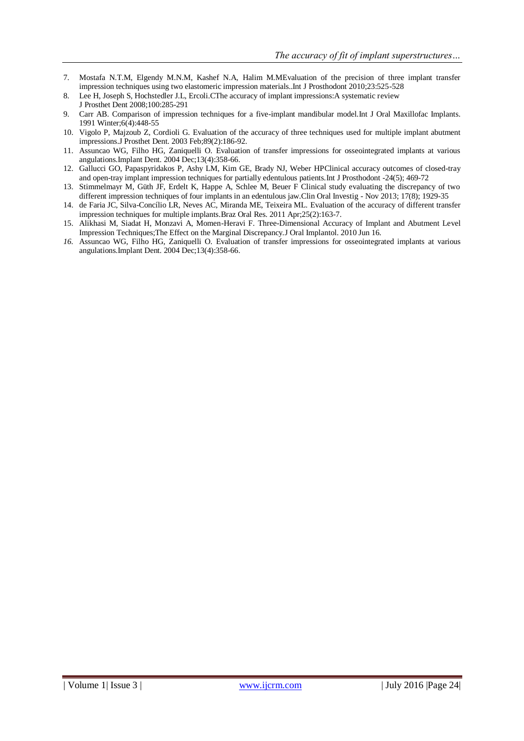7. Mostafa N.T.M, Elgendy M.N.M, Kashef N.A, Halim M.MEvaluation of the precision of three implant transfer impression techniques using two elastomeric impression materials..Int J Prosthodont 2010;23:525-528
8. Lee H, Joseph S, Hochstedler J.L, Ercoli.CThe accuracy of implant impressions:A systematic review J Prosthet Dent 2008;100:285-291
9. Carr AB. Comparison of impression techniques for a five-implant mandibular model.Int J Oral Maxillofac Implants. 1991 Winter;6(4):448-55
10. Vigolo P, Majzoub Z, Cordioli G. Evaluation of the accuracy of three techniques used for multiple implant abutment impressions.J Prosthet Dent. 2003 Feb;89(2):186-92.
11. Assuncao WG, Filho HG, Zaniquelli O. Evaluation of transfer impressions for osseointegrated implants at various angulations.Implant Dent. 2004 Dec;13(4):358-66.
12. Gallucci GO, Papaspyridakos P, Ashy LM, Kim GE, Brady NJ, Weber HPClinical accuracy outcomes of closed-tray and open-tray implant impression techniques for partially edentulous patients.Int J Prosthodont -24(5); 469-72
13. Stimmelmayr M, Güth JF, Erdelt K, Happe A, Schlee M, Beuer F Clinical study evaluating the discrepancy of two different impression techniques of four implants in an edentulous jaw.Clin Oral Investig - Nov 2013; 17(8); 1929-35
14. de Faria JC, Silva-Concílio LR, Neves AC, Miranda ME, Teixeira ML. Evaluation of the accuracy of different transfer impression techniques for multiple implants.Braz Oral Res. 2011 Apr;25(2):163-7.
15. Alikhasi M, Siadat H, Monzavi A, Momen-Heravi F. Three-Dimensional Accuracy of Implant and Abutment Level Impression Techniques;The Effect on the Marginal Discrepancy.J Oral Implantol. 2010 Jun 16.
16. Assuncao WG, Filho HG, Zaniquelli O. Evaluation of transfer impressions for osseointegrated implants at various angulations.Implant Dent. 2004 Dec;13(4):358-66.